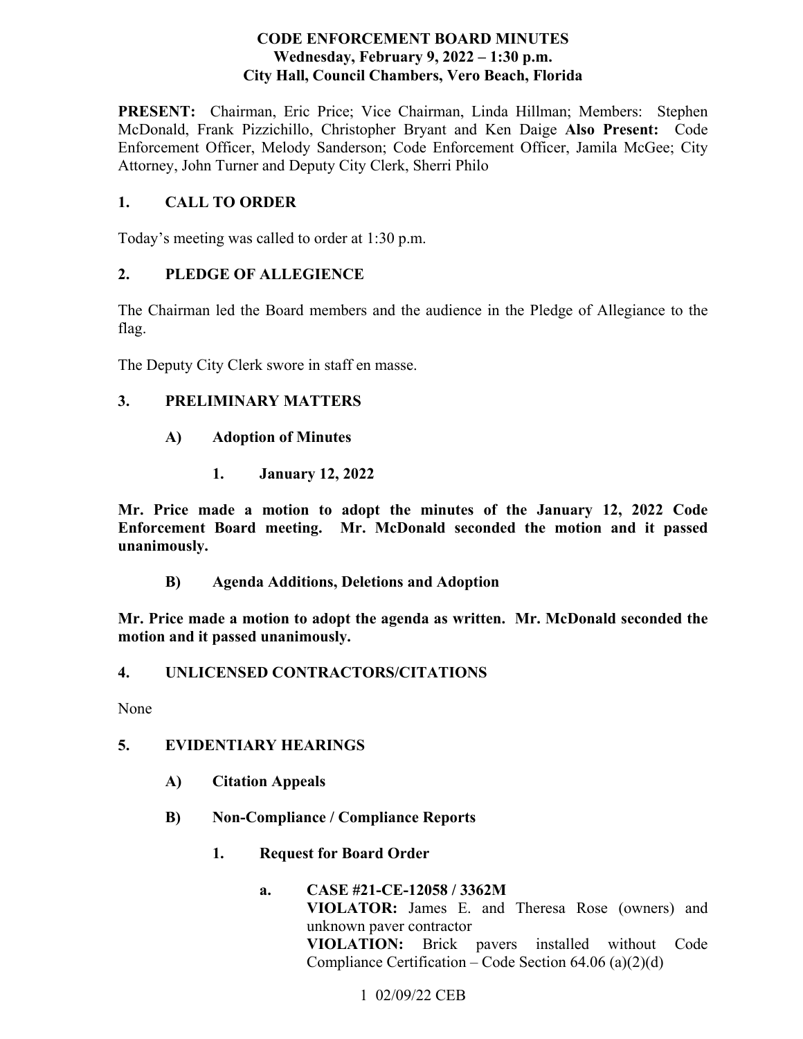# CODE ENFORCEMENT BOARD MINUTES
## Wednesday, February 9, 2022 – 1:30 p.m.
## City Hall, Council Chambers, Vero Beach, Florida

**PRESENT:** Chairman, Eric Price; Vice Chairman, Linda Hillman; Members: Stephen McDonald, Frank Pizzichillo, Christopher Bryant and Ken Daige **Also Present:** Code Enforcement Officer, Melody Sanderson; Code Enforcement Officer, Jamila McGee; City Attorney, John Turner and Deputy City Clerk, Sherri Philo

## 1. CALL TO ORDER

Today's meeting was called to order at 1:30 p.m.

## 2. PLEDGE OF ALLEGIENCE

The Chairman led the Board members and the audience in the Pledge of Allegiance to the flag.

The Deputy City Clerk swore in staff en masse.

## 3. PRELIMINARY MATTERS

### A) Adoption of Minutes

#### 1. January 12, 2022

**Mr. Price made a motion to adopt the minutes of the January 12, 2022 Code Enforcement Board meeting. Mr. McDonald seconded the motion and it passed unanimously.**

### B) Agenda Additions, Deletions and Adoption

**Mr. Price made a motion to adopt the agenda as written. Mr. McDonald seconded the motion and it passed unanimously.**

## 4. UNLICENSED CONTRACTORS/CITATIONS

None

## 5. EVIDENTIARY HEARINGS

### A) Citation Appeals

### B) Non-Compliance / Compliance Reports

#### 1. Request for Board Order

**a. CASE #21-CE-12058 / 3362M**
**VIOLATOR:** James E. and Theresa Rose (owners) and unknown paver contractor
**VIOLATION:** Brick pavers installed without Code Compliance Certification – Code Section 64.06 (a)(2)(d)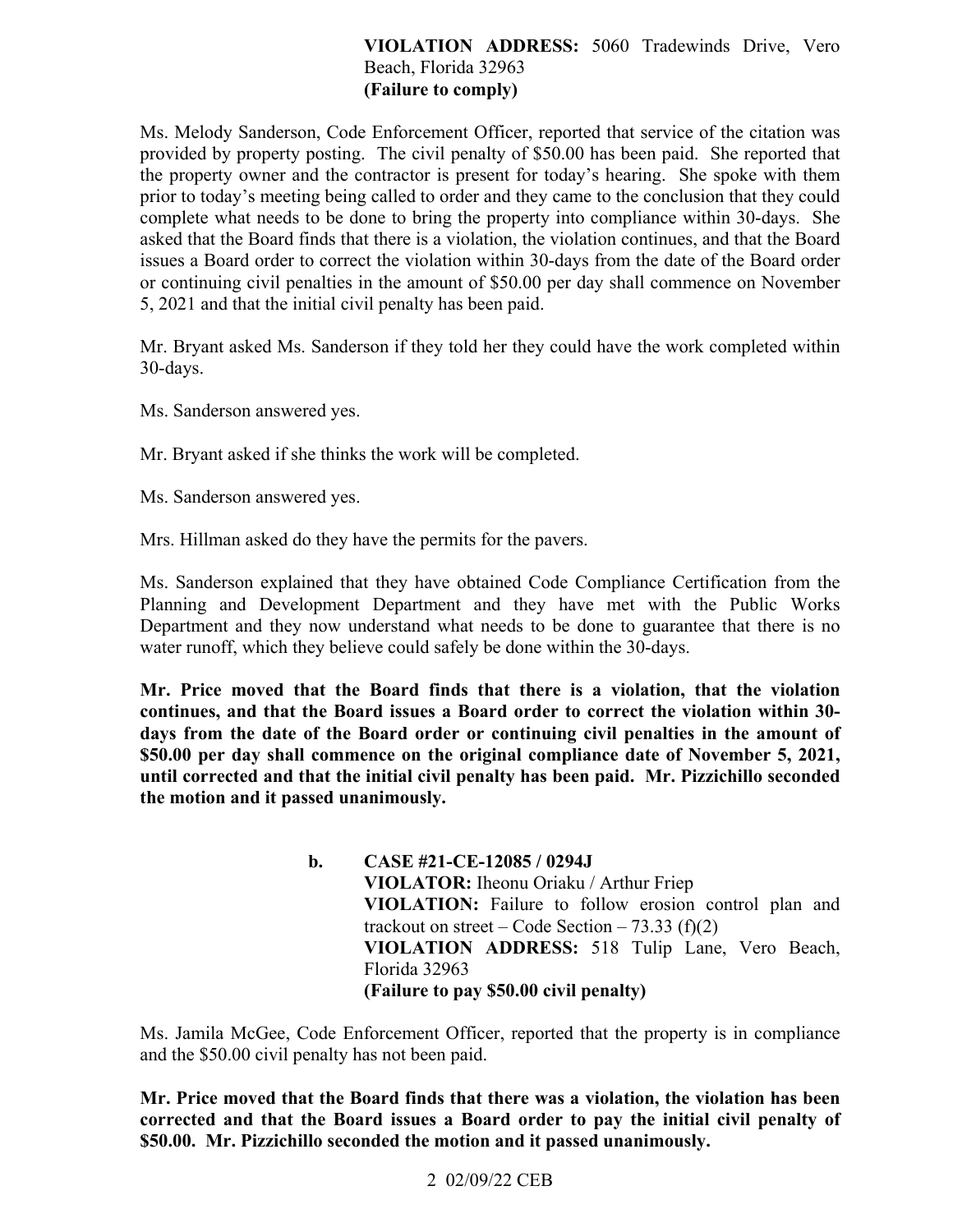**VIOLATION ADDRESS:** 5060 Tradewinds Drive, Vero Beach, Florida 32963
**(Failure to comply)**

Ms. Melody Sanderson, Code Enforcement Officer, reported that service of the citation was provided by property posting. The civil penalty of $50.00 has been paid. She reported that the property owner and the contractor is present for today's hearing. She spoke with them prior to today's meeting being called to order and they came to the conclusion that they could complete what needs to be done to bring the property into compliance within 30-days. She asked that the Board finds that there is a violation, the violation continues, and that the Board issues a Board order to correct the violation within 30-days from the date of the Board order or continuing civil penalties in the amount of $50.00 per day shall commence on November 5, 2021 and that the initial civil penalty has been paid.

Mr. Bryant asked Ms. Sanderson if they told her they could have the work completed within 30-days.

Ms. Sanderson answered yes.

Mr. Bryant asked if she thinks the work will be completed.

Ms. Sanderson answered yes.

Mrs. Hillman asked do they have the permits for the pavers.

Ms. Sanderson explained that they have obtained Code Compliance Certification from the Planning and Development Department and they have met with the Public Works Department and they now understand what needs to be done to guarantee that there is no water runoff, which they believe could safely be done within the 30-days.

**Mr. Price moved that the Board finds that there is a violation, that the violation continues, and that the Board issues a Board order to correct the violation within 30-days from the date of the Board order or continuing civil penalties in the amount of $50.00 per day shall commence on the original compliance date of November 5, 2021, until corrected and that the initial civil penalty has been paid. Mr. Pizzichillo seconded the motion and it passed unanimously.**

**b. CASE #21-CE-12085 / 0294J**
**VIOLATOR:** Iheonu Oriaku / Arthur Friep
**VIOLATION:** Failure to follow erosion control plan and trackout on street – Code Section – 73.33 (f)(2)
**VIOLATION ADDRESS:** 518 Tulip Lane, Vero Beach, Florida 32963
**(Failure to pay $50.00 civil penalty)**

Ms. Jamila McGee, Code Enforcement Officer, reported that the property is in compliance and the $50.00 civil penalty has not been paid.

**Mr. Price moved that the Board finds that there was a violation, the violation has been corrected and that the Board issues a Board order to pay the initial civil penalty of $50.00. Mr. Pizzichillo seconded the motion and it passed unanimously.**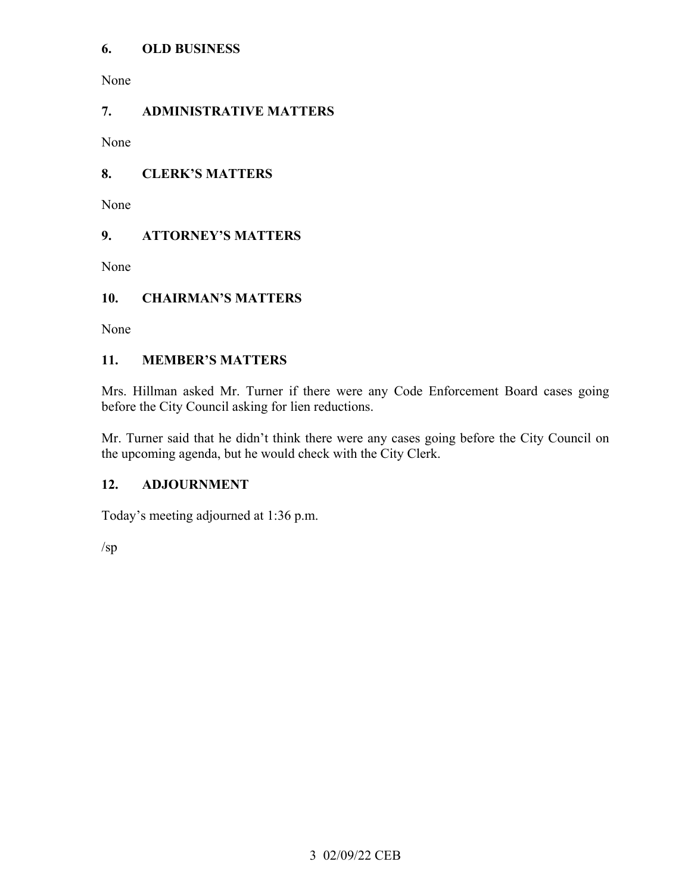## 6. OLD BUSINESS

None

## 7. ADMINISTRATIVE MATTERS

None

## 8. CLERK'S MATTERS

None

## 9. ATTORNEY'S MATTERS

None

## 10. CHAIRMAN'S MATTERS

None

## 11. MEMBER'S MATTERS

Mrs. Hillman asked Mr. Turner if there were any Code Enforcement Board cases going before the City Council asking for lien reductions.

Mr. Turner said that he didn't think there were any cases going before the City Council on the upcoming agenda, but he would check with the City Clerk.

## 12. ADJOURNMENT

Today's meeting adjourned at 1:36 p.m.

/sp